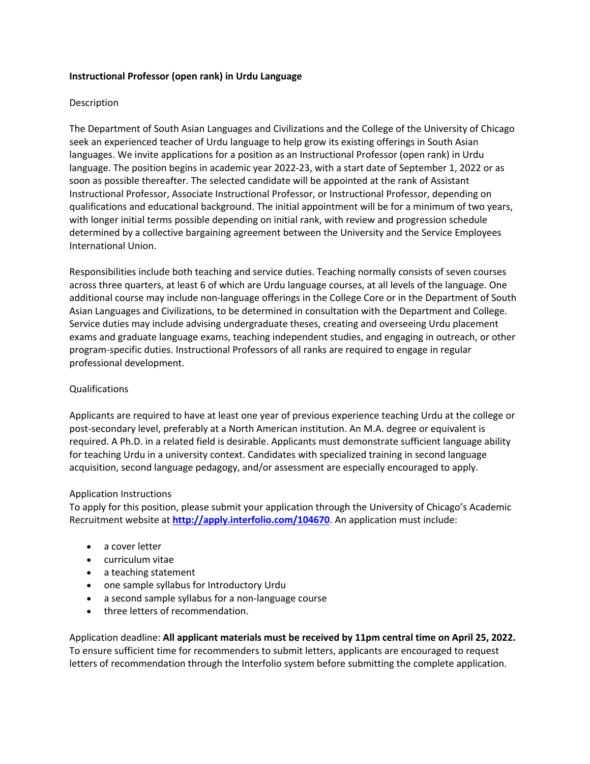**Instructional Professor (open rank) in Urdu Language**

Description

The Department of South Asian Languages and Civilizations and the College of the University of Chicago seek an experienced teacher of Urdu language to help grow its existing offerings in South Asian languages. We invite applications for a position as an Instructional Professor (open rank) in Urdu language. The position begins in academic year 2022-23, with a start date of September 1, 2022 or as soon as possible thereafter. The selected candidate will be appointed at the rank of Assistant Instructional Professor, Associate Instructional Professor, or Instructional Professor, depending on qualifications and educational background. The initial appointment will be for a minimum of two years, with longer initial terms possible depending on initial rank, with review and progression schedule determined by a collective bargaining agreement between the University and the Service Employees International Union.

Responsibilities include both teaching and service duties. Teaching normally consists of seven courses across three quarters, at least 6 of which are Urdu language courses, at all levels of the language. One additional course may include non-language offerings in the College Core or in the Department of South Asian Languages and Civilizations, to be determined in consultation with the Department and College. Service duties may include advising undergraduate theses, creating and overseeing Urdu placement exams and graduate language exams, teaching independent studies, and engaging in outreach, or other program-specific duties. Instructional Professors of all ranks are required to engage in regular professional development.

Qualifications

Applicants are required to have at least one year of previous experience teaching Urdu at the college or post-secondary level, preferably at a North American institution. An M.A. degree or equivalent is required. A Ph.D. in a related field is desirable. Applicants must demonstrate sufficient language ability for teaching Urdu in a university context. Candidates with specialized training in second language acquisition, second language pedagogy, and/or assessment are especially encouraged to apply.

Application Instructions

To apply for this position, please submit your application through the University of Chicago's Academic Recruitment website at **http://apply.interfolio.com/104670**. An application must include:

- a cover letter
- curriculum vitae
- a teaching statement
- one sample syllabus for Introductory Urdu
- a second sample syllabus for a non-language course
- three letters of recommendation.

Application deadline: **All applicant materials must be received by 11pm central time on April 25, 2022.** To ensure sufficient time for recommenders to submit letters, applicants are encouraged to request letters of recommendation through the Interfolio system before submitting the complete application.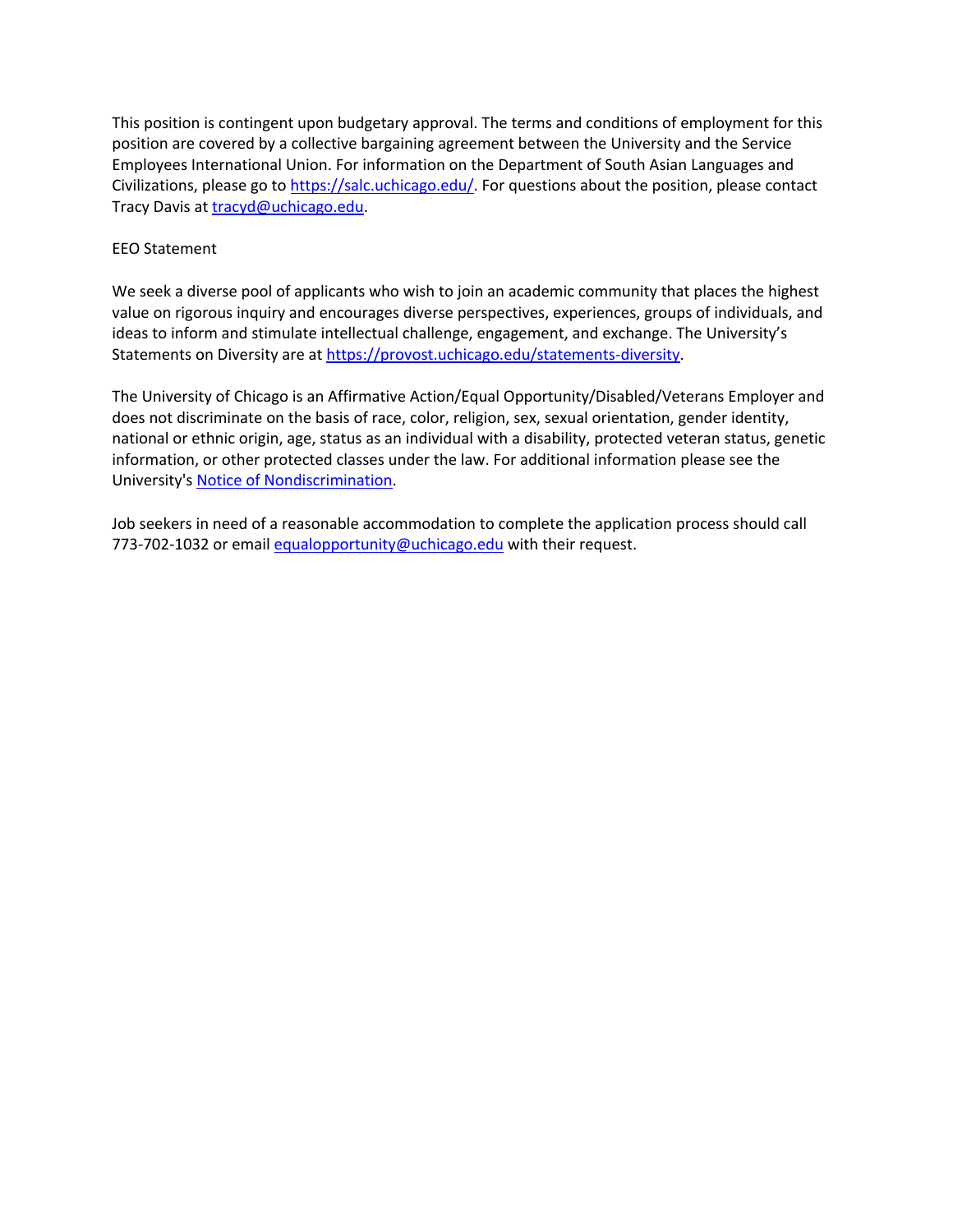This position is contingent upon budgetary approval. The terms and conditions of employment for this position are covered by a collective bargaining agreement between the University and the Service Employees International Union. For information on the Department of South Asian Languages and Civilizations, please go to https://salc.uchicago.edu/. For questions about the position, please contact Tracy Davis at tracyd@uchicago.edu.

EEO Statement

We seek a diverse pool of applicants who wish to join an academic community that places the highest value on rigorous inquiry and encourages diverse perspectives, experiences, groups of individuals, and ideas to inform and stimulate intellectual challenge, engagement, and exchange. The University's Statements on Diversity are at https://provost.uchicago.edu/statements-diversity.

The University of Chicago is an Affirmative Action/Equal Opportunity/Disabled/Veterans Employer and does not discriminate on the basis of race, color, religion, sex, sexual orientation, gender identity, national or ethnic origin, age, status as an individual with a disability, protected veteran status, genetic information, or other protected classes under the law. For additional information please see the University's Notice of Nondiscrimination.

Job seekers in need of a reasonable accommodation to complete the application process should call 773-702-1032 or email equalopportunity@uchicago.edu with their request.